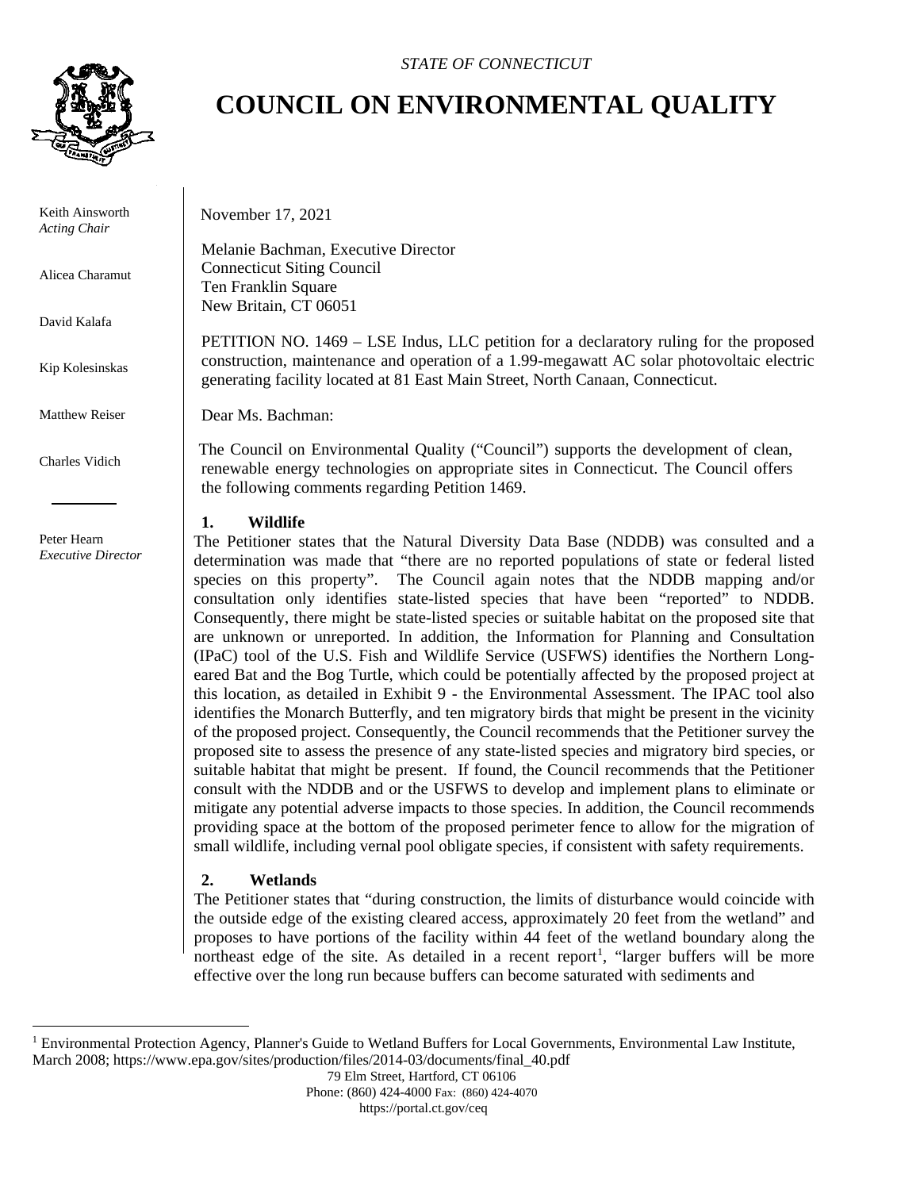*STATE OF CONNECTICUT*

# COUNCIL ON ENVIRONMENTAL QUALITY

Keith Ainsworth
*Acting Chair*

Alicea Charamut

David Kalafa

Kip Kolesinskas

Matthew Reiser

Charles Vidich

Peter Hearn
*Executive Director*

November 17, 2021

Melanie Bachman, Executive Director
Connecticut Siting Council
Ten Franklin Square
New Britain, CT 06051

PETITION NO. 1469 – LSE Indus, LLC petition for a declaratory ruling for the proposed construction, maintenance and operation of a 1.99-megawatt AC solar photovoltaic electric generating facility located at 81 East Main Street, North Canaan, Connecticut.

Dear Ms. Bachman:

The Council on Environmental Quality ("Council") supports the development of clean, renewable energy technologies on appropriate sites in Connecticut. The Council offers the following comments regarding Petition 1469.

**1. Wildlife**

The Petitioner states that the Natural Diversity Data Base (NDDB) was consulted and a determination was made that "there are no reported populations of state or federal listed species on this property". The Council again notes that the NDDB mapping and/or consultation only identifies state-listed species that have been "reported" to NDDB. Consequently, there might be state-listed species or suitable habitat on the proposed site that are unknown or unreported. In addition, the Information for Planning and Consultation (IPaC) tool of the U.S. Fish and Wildlife Service (USFWS) identifies the Northern Long-eared Bat and the Bog Turtle, which could be potentially affected by the proposed project at this location, as detailed in Exhibit 9 - the Environmental Assessment. The IPAC tool also identifies the Monarch Butterfly, and ten migratory birds that might be present in the vicinity of the proposed project. Consequently, the Council recommends that the Petitioner survey the proposed site to assess the presence of any state-listed species and migratory bird species, or suitable habitat that might be present. If found, the Council recommends that the Petitioner consult with the NDDB and or the USFWS to develop and implement plans to eliminate or mitigate any potential adverse impacts to those species. In addition, the Council recommends providing space at the bottom of the proposed perimeter fence to allow for the migration of small wildlife, including vernal pool obligate species, if consistent with safety requirements.

**2. Wetlands**

The Petitioner states that "during construction, the limits of disturbance would coincide with the outside edge of the existing cleared access, approximately 20 feet from the wetland" and proposes to have portions of the facility within 44 feet of the wetland boundary along the northeast edge of the site. As detailed in a recent report[1], "larger buffers will be more effective over the long run because buffers can become saturated with sediments and

[1] Environmental Protection Agency, Planner's Guide to Wetland Buffers for Local Governments, Environmental Law Institute, March 2008; https://www.epa.gov/sites/production/files/2014-03/documents/final_40.pdf

79 Elm Street, Hartford, CT 06106
Phone: (860) 424-4000 Fax: (860) 424-4070
https://portal.ct.gov/ceq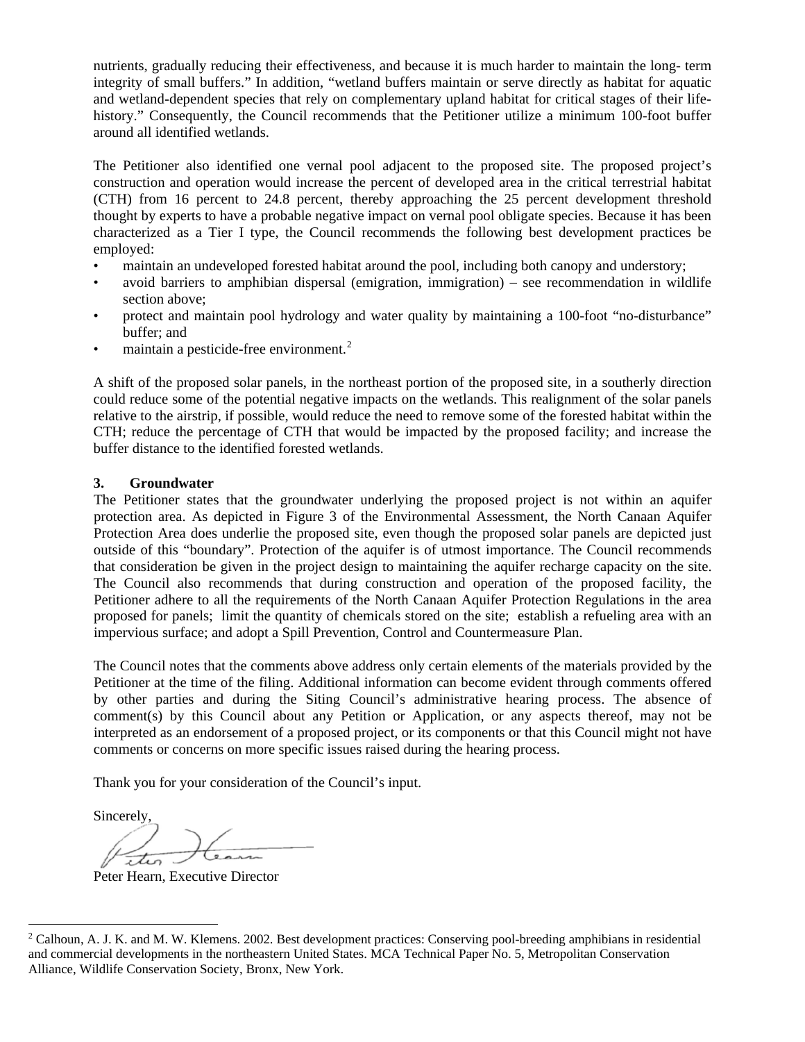nutrients, gradually reducing their effectiveness, and because it is much harder to maintain the long- term integrity of small buffers." In addition, "wetland buffers maintain or serve directly as habitat for aquatic and wetland-dependent species that rely on complementary upland habitat for critical stages of their life-history." Consequently, the Council recommends that the Petitioner utilize a minimum 100-foot buffer around all identified wetlands.

The Petitioner also identified one vernal pool adjacent to the proposed site. The proposed project's construction and operation would increase the percent of developed area in the critical terrestrial habitat (CTH) from 16 percent to 24.8 percent, thereby approaching the 25 percent development threshold thought by experts to have a probable negative impact on vernal pool obligate species. Because it has been characterized as a Tier I type, the Council recommends the following best development practices be employed:

- maintain an undeveloped forested habitat around the pool, including both canopy and understory;
- avoid barriers to amphibian dispersal (emigration, immigration) – see recommendation in wildlife section above;
- protect and maintain pool hydrology and water quality by maintaining a 100-foot "no-disturbance" buffer; and
- maintain a pesticide-free environment.[2]

A shift of the proposed solar panels, in the northeast portion of the proposed site, in a southerly direction could reduce some of the potential negative impacts on the wetlands. This realignment of the solar panels relative to the airstrip, if possible, would reduce the need to remove some of the forested habitat within the CTH; reduce the percentage of CTH that would be impacted by the proposed facility; and increase the buffer distance to the identified forested wetlands.

**3. Groundwater**

The Petitioner states that the groundwater underlying the proposed project is not within an aquifer protection area. As depicted in Figure 3 of the Environmental Assessment, the North Canaan Aquifer Protection Area does underlie the proposed site, even though the proposed solar panels are depicted just outside of this "boundary". Protection of the aquifer is of utmost importance. The Council recommends that consideration be given in the project design to maintaining the aquifer recharge capacity on the site. The Council also recommends that during construction and operation of the proposed facility, the Petitioner adhere to all the requirements of the North Canaan Aquifer Protection Regulations in the area proposed for panels; limit the quantity of chemicals stored on the site; establish a refueling area with an impervious surface; and adopt a Spill Prevention, Control and Countermeasure Plan.

The Council notes that the comments above address only certain elements of the materials provided by the Petitioner at the time of the filing. Additional information can become evident through comments offered by other parties and during the Siting Council's administrative hearing process. The absence of comment(s) by this Council about any Petition or Application, or any aspects thereof, may not be interpreted as an endorsement of a proposed project, or its components or that this Council might not have comments or concerns on more specific issues raised during the hearing process.

Thank you for your consideration of the Council's input.

Sincerely,

Peter Hearn, Executive Director

---

[2] Calhoun, A. J. K. and M. W. Klemens. 2002. Best development practices: Conserving pool-breeding amphibians in residential and commercial developments in the northeastern United States. MCA Technical Paper No. 5, Metropolitan Conservation Alliance, Wildlife Conservation Society, Bronx, New York.